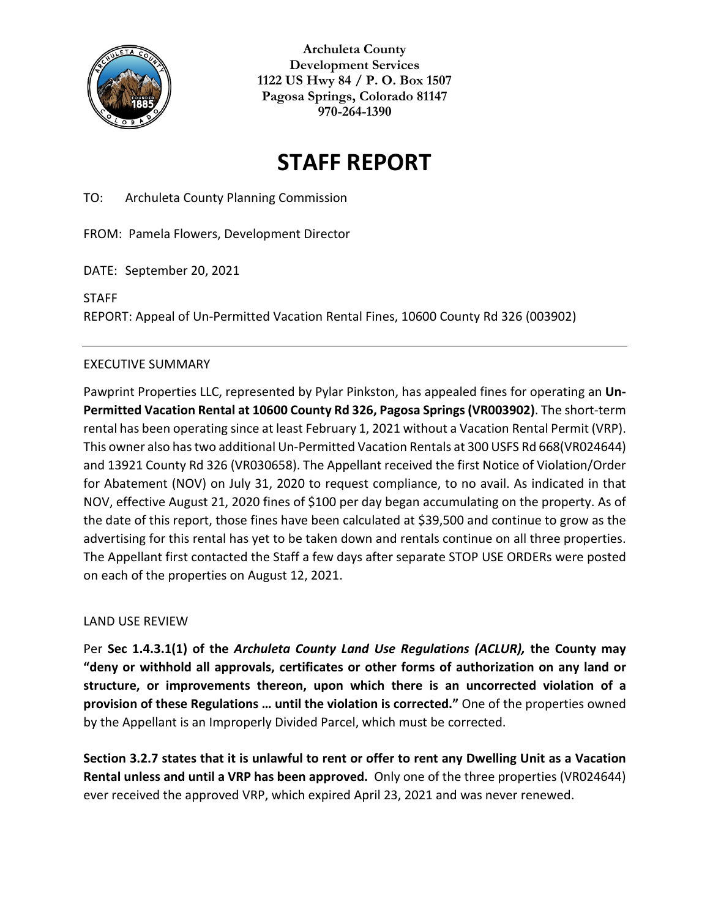**Archuleta County**
**Development Services**
**1122 US Hwy 84 / P. O. Box 1507**
**Pagosa Springs, Colorado 81147**
**970-264-1390**

# STAFF REPORT

TO: Archuleta County Planning Commission

FROM: Pamela Flowers, Development Director

DATE: September 20, 2021

STAFF
REPORT: Appeal of Un-Permitted Vacation Rental Fines, 10600 County Rd 326 (003902)

---

EXECUTIVE SUMMARY

Pawprint Properties LLC, represented by Pylar Pinkston, has appealed fines for operating an **Un-Permitted Vacation Rental at 10600 County Rd 326, Pagosa Springs (VR003902)**. The short-term rental has been operating since at least February 1, 2021 without a Vacation Rental Permit (VRP). This owner also has two additional Un-Permitted Vacation Rentals at 300 USFS Rd 668(VR024644) and 13921 County Rd 326 (VR030658). The Appellant received the first Notice of Violation/Order for Abatement (NOV) on July 31, 2020 to request compliance, to no avail. As indicated in that NOV, effective August 21, 2020 fines of $100 per day began accumulating on the property. As of the date of this report, those fines have been calculated at $39,500 and continue to grow as the advertising for this rental has yet to be taken down and rentals continue on all three properties. The Appellant first contacted the Staff a few days after separate STOP USE ORDERs were posted on each of the properties on August 12, 2021.

LAND USE REVIEW

Per **Sec 1.4.3.1(1) of the *Archuleta County Land Use Regulations (ACLUR),* the County may "deny or withhold all approvals, certificates or other forms of authorization on any land or structure, or improvements thereon, upon which there is an uncorrected violation of a provision of these Regulations … until the violation is corrected."** One of the properties owned by the Appellant is an Improperly Divided Parcel, which must be corrected.

**Section 3.2.7 states that it is unlawful to rent or offer to rent any Dwelling Unit as a Vacation Rental unless and until a VRP has been approved.** Only one of the three properties (VR024644) ever received the approved VRP, which expired April 23, 2021 and was never renewed.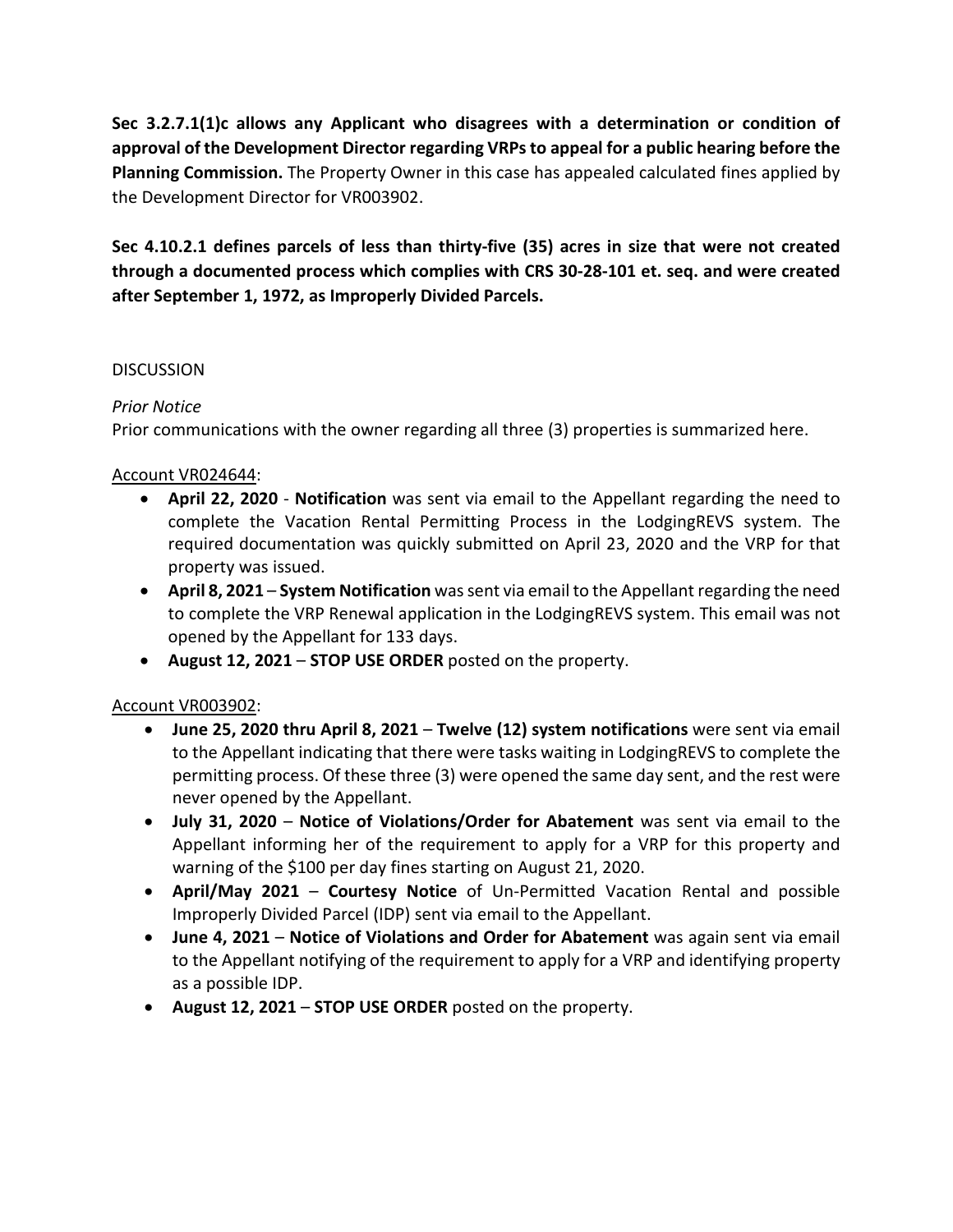**Sec 3.2.7.1(1)c allows any Applicant who disagrees with a determination or condition of approval of the Development Director regarding VRPs to appeal for a public hearing before the Planning Commission.** The Property Owner in this case has appealed calculated fines applied by the Development Director for VR003902.

**Sec 4.10.2.1 defines parcels of less than thirty-five (35) acres in size that were not created through a documented process which complies with CRS 30-28-101 et. seq. and were created after September 1, 1972, as Improperly Divided Parcels.**

DISCUSSION

*Prior Notice*

Prior communications with the owner regarding all three (3) properties is summarized here.

Account VR024644:

- **April 22, 2020** - **Notification** was sent via email to the Appellant regarding the need to complete the Vacation Rental Permitting Process in the LodgingREVS system. The required documentation was quickly submitted on April 23, 2020 and the VRP for that property was issued.
- **April 8, 2021** – **System Notification** was sent via email to the Appellant regarding the need to complete the VRP Renewal application in the LodgingREVS system. This email was not opened by the Appellant for 133 days.
- **August 12, 2021** – **STOP USE ORDER** posted on the property.

Account VR003902:

- **June 25, 2020 thru April 8, 2021** – **Twelve (12) system notifications** were sent via email to the Appellant indicating that there were tasks waiting in LodgingREVS to complete the permitting process. Of these three (3) were opened the same day sent, and the rest were never opened by the Appellant.
- **July 31, 2020** – **Notice of Violations/Order for Abatement** was sent via email to the Appellant informing her of the requirement to apply for a VRP for this property and warning of the $100 per day fines starting on August 21, 2020.
- **April/May 2021** – **Courtesy Notice** of Un-Permitted Vacation Rental and possible Improperly Divided Parcel (IDP) sent via email to the Appellant.
- **June 4, 2021** – **Notice of Violations and Order for Abatement** was again sent via email to the Appellant notifying of the requirement to apply for a VRP and identifying property as a possible IDP.
- **August 12, 2021** – **STOP USE ORDER** posted on the property.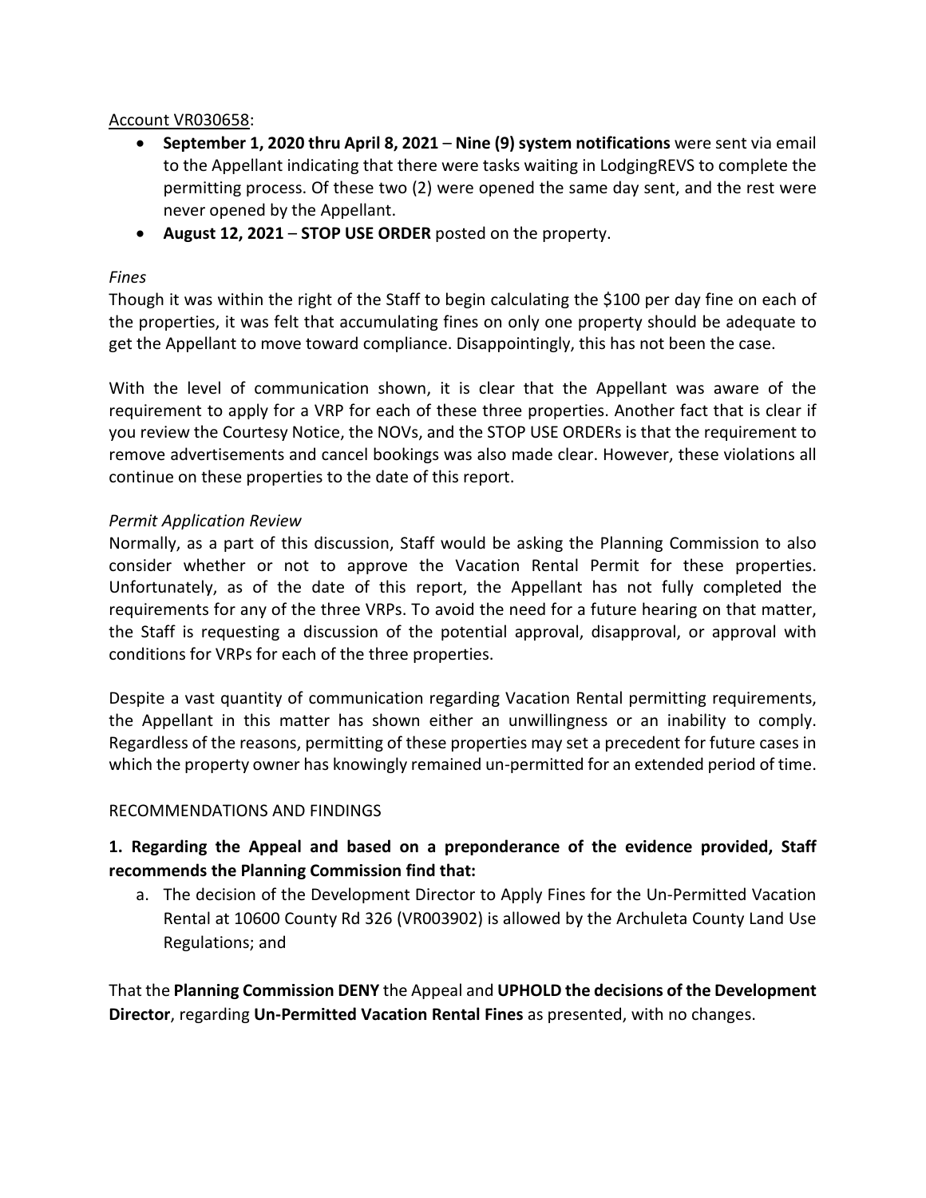Account VR030658:

- **September 1, 2020 thru April 8, 2021** – **Nine (9) system notifications** were sent via email to the Appellant indicating that there were tasks waiting in LodgingREVS to complete the permitting process. Of these two (2) were opened the same day sent, and the rest were never opened by the Appellant.
- **August 12, 2021** – **STOP USE ORDER** posted on the property.

*Fines*

Though it was within the right of the Staff to begin calculating the $100 per day fine on each of the properties, it was felt that accumulating fines on only one property should be adequate to get the Appellant to move toward compliance. Disappointingly, this has not been the case.

With the level of communication shown, it is clear that the Appellant was aware of the requirement to apply for a VRP for each of these three properties. Another fact that is clear if you review the Courtesy Notice, the NOVs, and the STOP USE ORDERs is that the requirement to remove advertisements and cancel bookings was also made clear. However, these violations all continue on these properties to the date of this report.

*Permit Application Review*

Normally, as a part of this discussion, Staff would be asking the Planning Commission to also consider whether or not to approve the Vacation Rental Permit for these properties. Unfortunately, as of the date of this report, the Appellant has not fully completed the requirements for any of the three VRPs. To avoid the need for a future hearing on that matter, the Staff is requesting a discussion of the potential approval, disapproval, or approval with conditions for VRPs for each of the three properties.

Despite a vast quantity of communication regarding Vacation Rental permitting requirements, the Appellant in this matter has shown either an unwillingness or an inability to comply. Regardless of the reasons, permitting of these properties may set a precedent for future cases in which the property owner has knowingly remained un-permitted for an extended period of time.

RECOMMENDATIONS AND FINDINGS

**1. Regarding the Appeal and based on a preponderance of the evidence provided, Staff recommends the Planning Commission find that:**

a. The decision of the Development Director to Apply Fines for the Un-Permitted Vacation Rental at 10600 County Rd 326 (VR003902) is allowed by the Archuleta County Land Use Regulations; and

That the **Planning Commission DENY** the Appeal and **UPHOLD the decisions of the Development Director**, regarding **Un-Permitted Vacation Rental Fines** as presented, with no changes.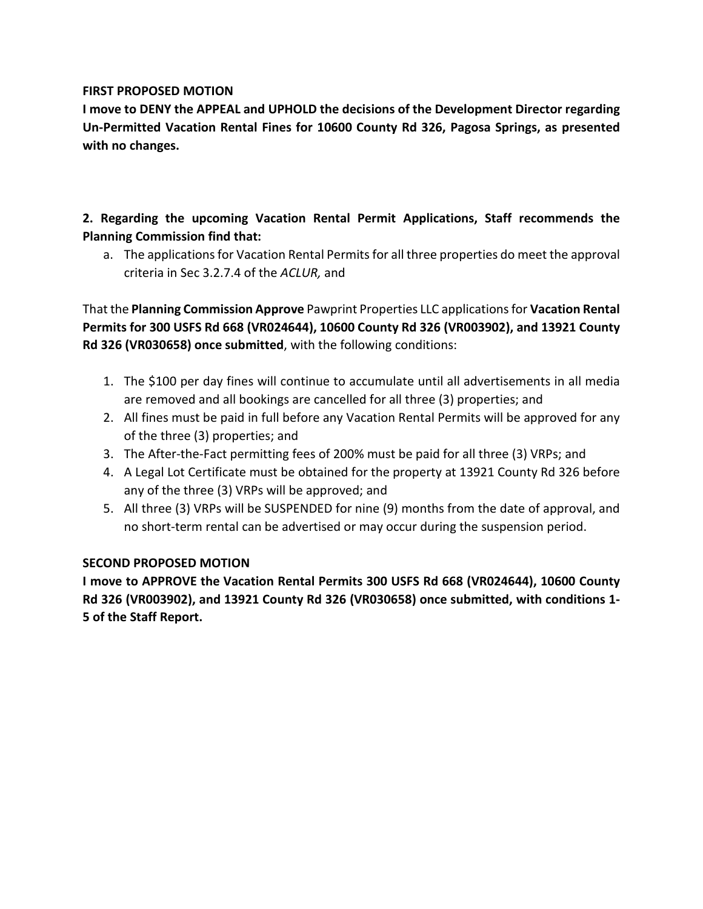**FIRST PROPOSED MOTION**

**I move to DENY the APPEAL and UPHOLD the decisions of the Development Director regarding Un-Permitted Vacation Rental Fines for 10600 County Rd 326, Pagosa Springs, as presented with no changes.**

**2. Regarding the upcoming Vacation Rental Permit Applications, Staff recommends the Planning Commission find that:**

a. The applications for Vacation Rental Permits for all three properties do meet the approval criteria in Sec 3.2.7.4 of the *ACLUR,* and

That the **Planning Commission Approve** Pawprint Properties LLC applications for **Vacation Rental Permits for 300 USFS Rd 668 (VR024644), 10600 County Rd 326 (VR003902), and 13921 County Rd 326 (VR030658) once submitted**, with the following conditions:

1. The $100 per day fines will continue to accumulate until all advertisements in all media are removed and all bookings are cancelled for all three (3) properties; and
2. All fines must be paid in full before any Vacation Rental Permits will be approved for any of the three (3) properties; and
3. The After-the-Fact permitting fees of 200% must be paid for all three (3) VRPs; and
4. A Legal Lot Certificate must be obtained for the property at 13921 County Rd 326 before any of the three (3) VRPs will be approved; and
5. All three (3) VRPs will be SUSPENDED for nine (9) months from the date of approval, and no short-term rental can be advertised or may occur during the suspension period.

**SECOND PROPOSED MOTION**

**I move to APPROVE the Vacation Rental Permits 300 USFS Rd 668 (VR024644), 10600 County Rd 326 (VR003902), and 13921 County Rd 326 (VR030658) once submitted, with conditions 1-5 of the Staff Report.**